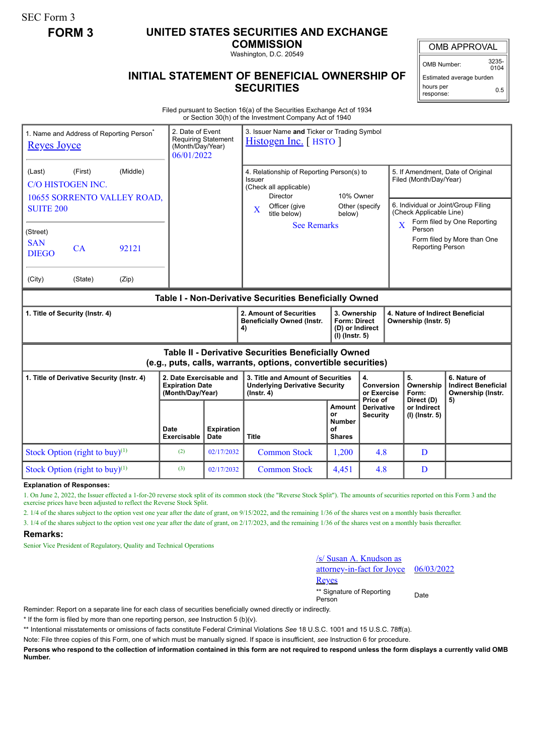SEC Form 3

**FORM 3**

# UNITED STATES SECURITIES AND EXCHANGE COMMISSION

Washington, D.C. 20549

## INITIAL STATEMENT OF BENEFICIAL OWNERSHIP OF SECURITIES

| OMB APPROVAL | |
|---|---|
| OMB Number: | 3235-0104 |
| Estimated average burden | |
| hours per response: | 0.5 |

Filed pursuant to Section 16(a) of the Securities Exchange Act of 1934 or Section 30(h) of the Investment Company Act of 1940

| 1. Name and Address of Reporting Person* | 2. Date of Event Requiring Statement (Month/Day/Year) | 3. Issuer Name and Ticker or Trading Symbol |
|---|---|---|
| Reyes Joyce | 06/01/2022 | Histogen Inc. [ HSTO ] |
| (Last) (First) (Middle)<br>C/O HISTOGEN INC.<br>10655 SORRENTO VALLEY ROAD, SUITE 200 | | 4. Relationship of Reporting Person(s) to Issuer (Check all applicable)<br>Director / 10% Owner<br>X Officer (give title below) / Other (specify below)<br>See Remarks |
| (Street)<br>SAN DIEGO CA 92121 | | 5. If Amendment, Date of Original Filed (Month/Day/Year) |
| (City) (State) (Zip) | | 6. Individual or Joint/Group Filing (Check Applicable Line)<br>X Form filed by One Reporting Person<br>Form filed by More than One Reporting Person |

**Table I - Non-Derivative Securities Beneficially Owned**

| 1. Title of Security (Instr. 4) | 2. Amount of Securities Beneficially Owned (Instr. 4) | 3. Ownership Form: Direct (D) or Indirect (I) (Instr. 5) | 4. Nature of Indirect Beneficial Ownership (Instr. 5) |
|---|---|---|---|

**Table II - Derivative Securities Beneficially Owned (e.g., puts, calls, warrants, options, convertible securities)**

| 1. Title of Derivative Security (Instr. 4) | 2. Date Exercisable and Expiration Date (Month/Day/Year) | | 3. Title and Amount of Securities Underlying Derivative Security (Instr. 4) | | 4. Conversion or Exercise Price of Derivative Security | 5. Ownership Form: Direct (D) or Indirect (I) (Instr. 5) | 6. Nature of Indirect Beneficial Ownership (Instr. 5) |
|---|---|---|---|---|---|---|---|
| | Date Exercisable | Expiration Date | Title | Amount or Number of Shares | | | |
| Stock Option (right to buy)[(1)] | [(2)] | 02/17/2032 | Common Stock | 1,200 | 4.8 | D | |
| Stock Option (right to buy)[(1)] | [(3)] | 02/17/2032 | Common Stock | 4,451 | 4.8 | D | |

**Explanation of Responses:**

1. On June 2, 2022, the Issuer effected a 1-for-20 reverse stock split of its common stock (the "Reverse Stock Split"). The amounts of securities reported on this Form 3 and the exercise prices have been adjusted to reflect the Reverse Stock Split.

2. 1/4 of the shares subject to the option vest one year after the date of grant, on 9/15/2022, and the remaining 1/36 of the shares vest on a monthly basis thereafter.

3. 1/4 of the shares subject to the option vest one year after the date of grant, on 2/17/2023, and the remaining 1/36 of the shares vest on a monthly basis thereafter.

**Remarks:**

Senior Vice President of Regulatory, Quality and Technical Operations

| /s/ Susan A. Knudson as attorney-in-fact for Joyce Reyes | 06/03/2022 |
|---|---|
| ** Signature of Reporting Person | Date |

Reminder: Report on a separate line for each class of securities beneficially owned directly or indirectly.

* If the form is filed by more than one reporting person, *see* Instruction 5 (b)(v).

** Intentional misstatements or omissions of facts constitute Federal Criminal Violations *See* 18 U.S.C. 1001 and 15 U.S.C. 78ff(a).

Note: File three copies of this Form, one of which must be manually signed. If space is insufficient, *see* Instruction 6 for procedure.

**Persons who respond to the collection of information contained in this form are not required to respond unless the form displays a currently valid OMB Number.**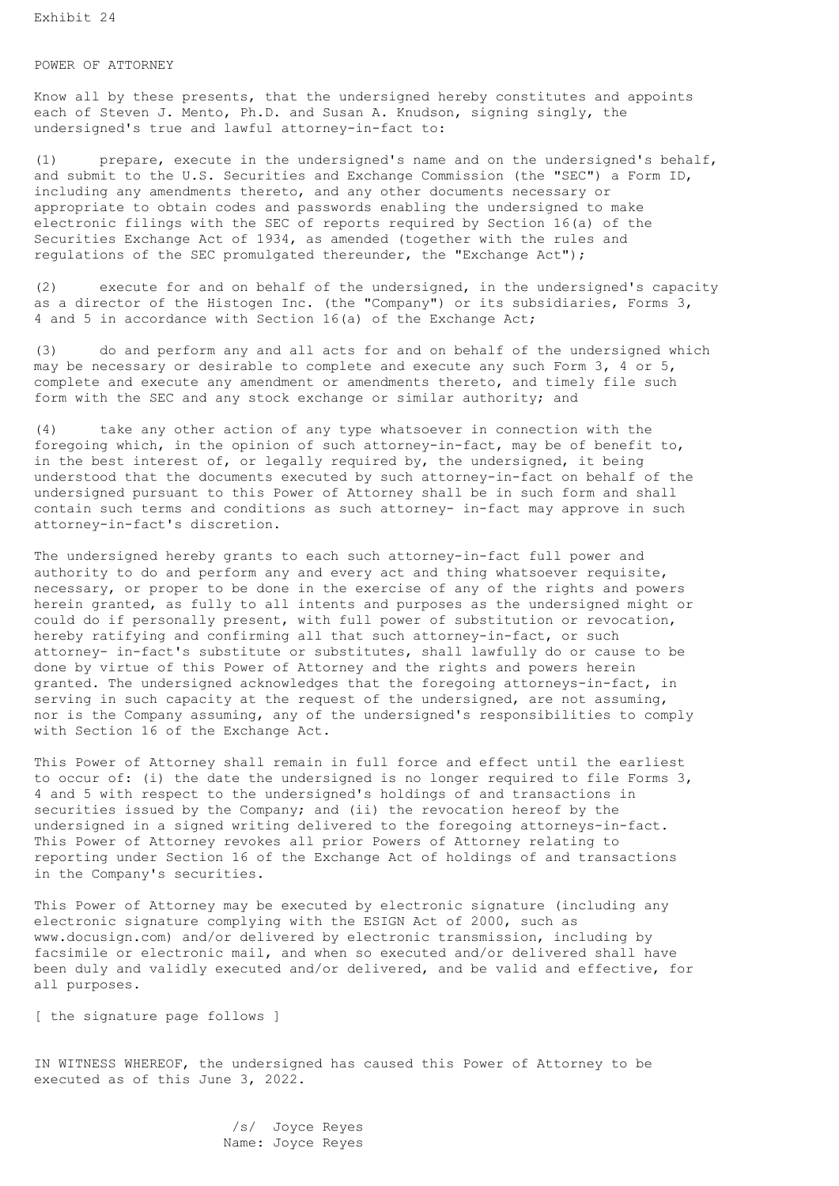Exhibit 24

# POWER OF ATTORNEY

Know all by these presents, that the undersigned hereby constitutes and appoints each of Steven J. Mento, Ph.D. and Susan A. Knudson, signing singly, the undersigned's true and lawful attorney-in-fact to:

(1) prepare, execute in the undersigned's name and on the undersigned's behalf, and submit to the U.S. Securities and Exchange Commission (the "SEC") a Form ID, including any amendments thereto, and any other documents necessary or appropriate to obtain codes and passwords enabling the undersigned to make electronic filings with the SEC of reports required by Section 16(a) of the Securities Exchange Act of 1934, as amended (together with the rules and regulations of the SEC promulgated thereunder, the "Exchange Act");

(2) execute for and on behalf of the undersigned, in the undersigned's capacity as a director of the Histogen Inc. (the "Company") or its subsidiaries, Forms 3, 4 and 5 in accordance with Section 16(a) of the Exchange Act;

(3) do and perform any and all acts for and on behalf of the undersigned which may be necessary or desirable to complete and execute any such Form 3, 4 or 5, complete and execute any amendment or amendments thereto, and timely file such form with the SEC and any stock exchange or similar authority; and

(4) take any other action of any type whatsoever in connection with the foregoing which, in the opinion of such attorney-in-fact, may be of benefit to, in the best interest of, or legally required by, the undersigned, it being understood that the documents executed by such attorney-in-fact on behalf of the undersigned pursuant to this Power of Attorney shall be in such form and shall contain such terms and conditions as such attorney- in-fact may approve in such attorney-in-fact's discretion.

The undersigned hereby grants to each such attorney-in-fact full power and authority to do and perform any and every act and thing whatsoever requisite, necessary, or proper to be done in the exercise of any of the rights and powers herein granted, as fully to all intents and purposes as the undersigned might or could do if personally present, with full power of substitution or revocation, hereby ratifying and confirming all that such attorney-in-fact, or such attorney- in-fact's substitute or substitutes, shall lawfully do or cause to be done by virtue of this Power of Attorney and the rights and powers herein granted. The undersigned acknowledges that the foregoing attorneys-in-fact, in serving in such capacity at the request of the undersigned, are not assuming, nor is the Company assuming, any of the undersigned's responsibilities to comply with Section 16 of the Exchange Act.

This Power of Attorney shall remain in full force and effect until the earliest to occur of: (i) the date the undersigned is no longer required to file Forms 3, 4 and 5 with respect to the undersigned's holdings of and transactions in securities issued by the Company; and (ii) the revocation hereof by the undersigned in a signed writing delivered to the foregoing attorneys-in-fact. This Power of Attorney revokes all prior Powers of Attorney relating to reporting under Section 16 of the Exchange Act of holdings of and transactions in the Company's securities.

This Power of Attorney may be executed by electronic signature (including any electronic signature complying with the ESIGN Act of 2000, such as www.docusign.com) and/or delivered by electronic transmission, including by facsimile or electronic mail, and when so executed and/or delivered shall have been duly and validly executed and/or delivered, and be valid and effective, for all purposes.

[ the signature page follows ]

IN WITNESS WHEREOF, the undersigned has caused this Power of Attorney to be executed as of this June 3, 2022.

/s/ Joyce Reyes
Name: Joyce Reyes